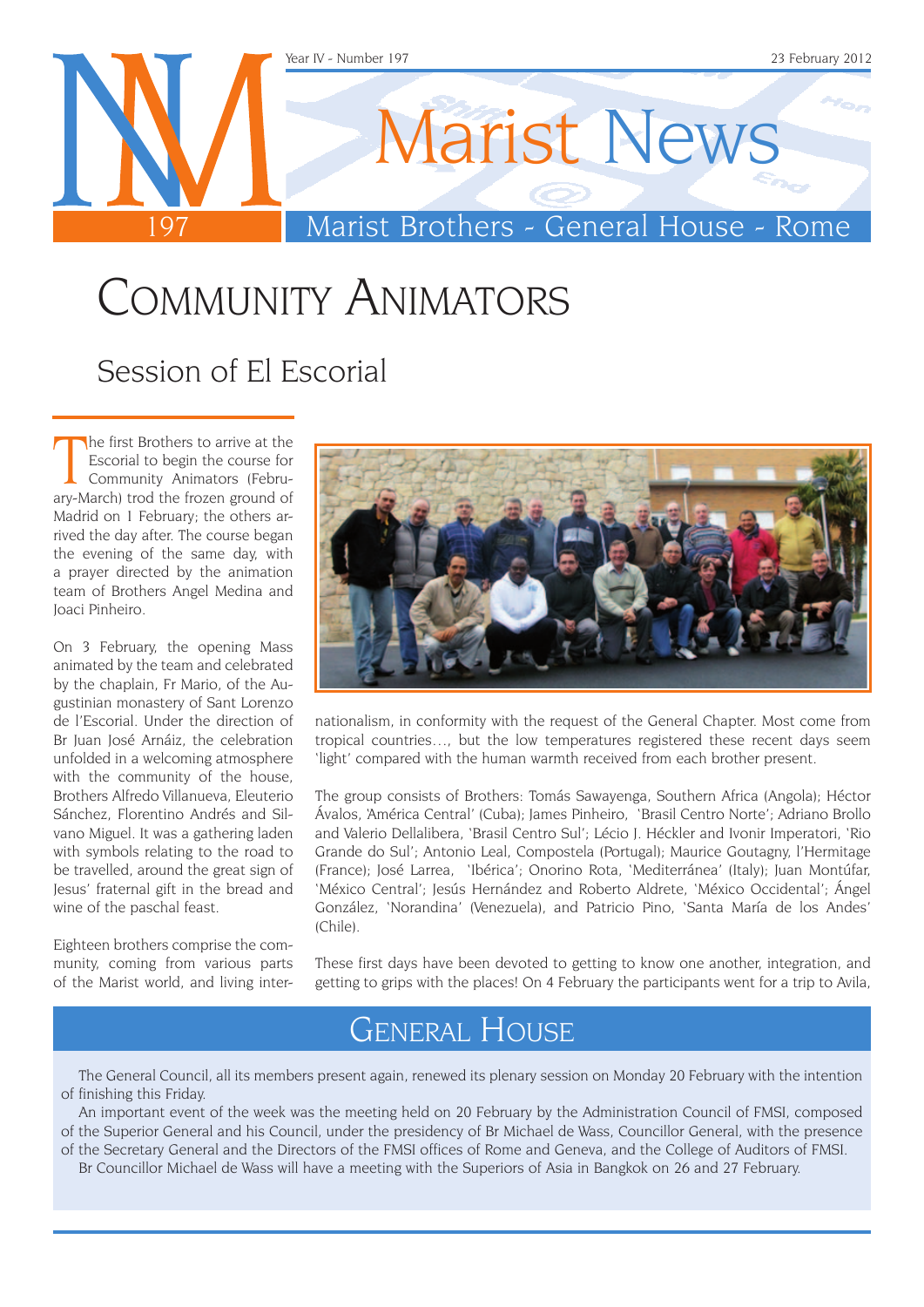# Community Animators

## Session of El Escorial

The first Brothers to arrive at the Escorial to begin the course for Community Animators (February-March) trod the frozen ground of Madrid on 1 February; the others arrived the day after. The course began the evening of the same day, with a prayer directed by the animation team of Brothers Angel Medina and Joaci Pinheiro.

On 3 February, the opening Mass animated by the team and celebrated by the chaplain, Fr Mario, of the Augustinian monastery of Sant Lorenzo de l'Escorial. Under the direction of Br Juan José Arnáiz, the celebration unfolded in a welcoming atmosphere with the community of the house, Brothers Alfredo Villanueva, Eleuterio Sánchez, Florentino Andrés and Silvano Miguel. It was a gathering laden with symbols relating to the road to be travelled, around the great sign of Jesus' fraternal gift in the bread and wine of the paschal feast.

Eighteen brothers comprise the community, coming from various parts of the Marist world, and living internationalism, in conformity with the request of the General Chapter. Most come from tropical countries…, but the low temperatures registered these recent days seem 'light' compared with the human warmth received from each brother present.

The group consists of Brothers: Tomás Sawayenga, Southern Africa (Angola); Héctor Ávalos, 'América Central' (Cuba); James Pinheiro, 'Brasil Centro Norte'; Adriano Brollo and Valerio Dellalibera, 'Brasil Centro Sul'; Lécio J. Héckler and Ivonir Imperatori, 'Rio Grande do Sul'; Antonio Leal, Compostela (Portugal); Maurice Goutagny, l'Hermitage (France); José Larrea, 'Ibérica'; Onorino Rota, 'Mediterránea' (Italy); Juan Montúfar, 'México Central'; Jesús Hernández and Roberto Aldrete, 'México Occidental'; Ángel González, 'Norandina' (Venezuela), and Patricio Pino, 'Santa María de los Andes' (Chile).

These first days have been devoted to getting to know one another, integration, and getting to grips with the places! On 4 February the participants went for a trip to Avila,

## General House

The General Council, all its members present again, renewed its plenary session on Monday 20 February with the intention of finishing this Friday.

An important event of the week was the meeting held on 20 February by the Administration Council of FMSI, composed of the Superior General and his Council, under the presidency of Br Michael de Wass, Councillor General, with the presence of the Secretary General and the Directors of the FMSI offices of Rome and Geneva, and the College of Auditors of FMSI.

Br Councillor Michael de Wass will have a meeting with the Superiors of Asia in Bangkok on 26 and 27 February.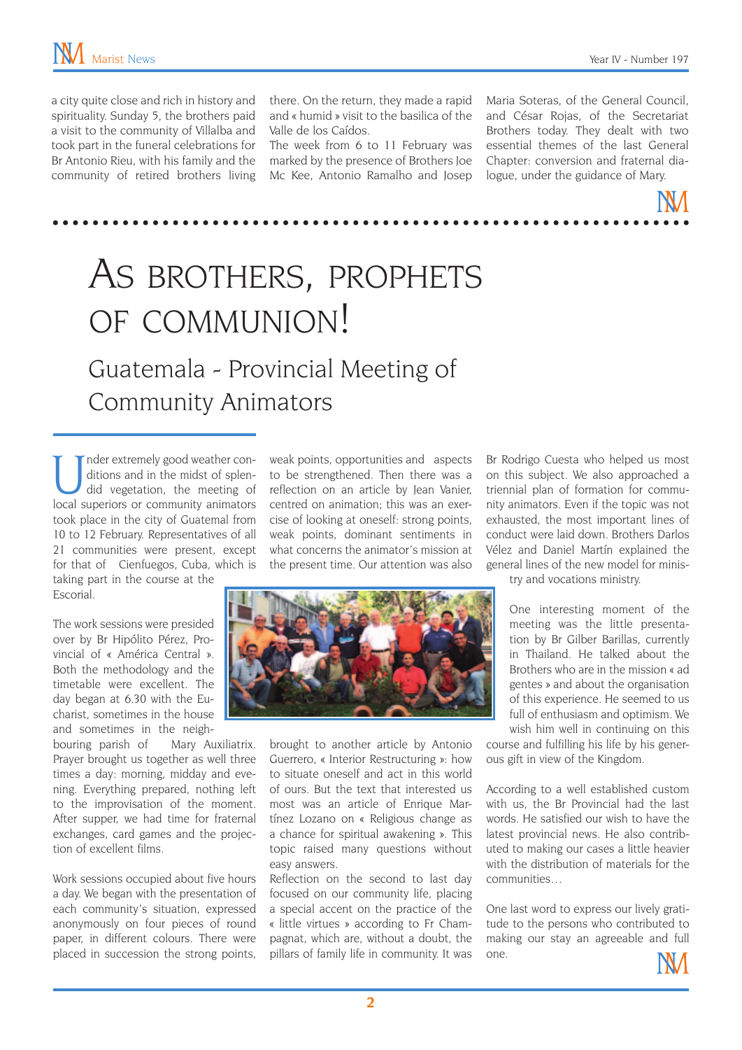a city quite close and rich in history and spirituality. Sunday 5, the brothers paid a visit to the community of Villalba and took part in the funeral celebrations for Br Antonio Rieu, with his family and the community of retired brothers living there. On the return, they made a rapid and « humid » visit to the basilica of the Valle de los Caídos.

The week from 6 to 11 February was marked by the presence of Brothers Joe Mc Kee, Antonio Ramalho and Josep Maria Soteras, of the General Council, and César Rojas, of the Secretariat Brothers today. They dealt with two essential themes of the last General Chapter: conversion and fraternal dialogue, under the guidance of Mary.

# As brothers, prophets of communion!

## Guatemala - Provincial Meeting of Community Animators

Under extremely good weather conditions and in the midst of splendid vegetation, the meeting of local superiors or community animators took place in the city of Guatemal from 10 to 12 February. Representatives of all 21 communities were present, except for that of Cienfuegos, Cuba, which is taking part in the course at the Escorial.

The work sessions were presided over by Br Hipólito Pérez, Provincial of « América Central ». Both the methodology and the timetable were excellent. The day began at 6.30 with the Eucharist, sometimes in the house and sometimes in the neighbouring parish of Mary Auxiliatrix. Prayer brought us together as well three times a day: morning, midday and evening. Everything prepared, nothing left to the improvisation of the moment. After supper, we had time for fraternal exchanges, card games and the projection of excellent films.

Work sessions occupied about five hours a day. We began with the presentation of each community's situation, expressed anonymously on four pieces of round paper, in different colours. There were placed in succession the strong points, weak points, opportunities and aspects to be strengthened. Then there was a reflection on an article by Jean Vanier, centred on animation; this was an exercise of looking at oneself: strong points, weak points, dominant sentiments in what concerns the animator's mission at the present time. Our attention was also brought to another article by Antonio Guerrero, « Interior Restructuring »: how to situate oneself and act in this world of ours. But the text that interested us most was an article of Enrique Martínez Lozano on « Religious change as a chance for spiritual awakening ». This topic raised many questions without easy answers.

Reflection on the second to last day focused on our community life, placing a special accent on the practice of the « little virtues » according to Fr Champagnat, which are, without a doubt, the pillars of family life in community. It was Br Rodrigo Cuesta who helped us most on this subject. We also approached a triennial plan of formation for community animators. Even if the topic was not exhausted, the most important lines of conduct were laid down. Brothers Darlos Vélez and Daniel Martín explained the general lines of the new model for ministry and vocations ministry.

One interesting moment of the meeting was the little presentation by Br Gilber Barillas, currently in Thailand. He talked about the Brothers who are in the mission « ad gentes » and about the organisation of this experience. He seemed to us full of enthusiasm and optimism. We wish him well in continuing on this course and fulfilling his life by his generous gift in view of the Kingdom.

According to a well established custom with us, the Br Provincial had the last words. He satisfied our wish to have the latest provincial news. He also contributed to making our cases a little heavier with the distribution of materials for the communities…

One last word to express our lively gratitude to the persons who contributed to making our stay an agreeable and full one.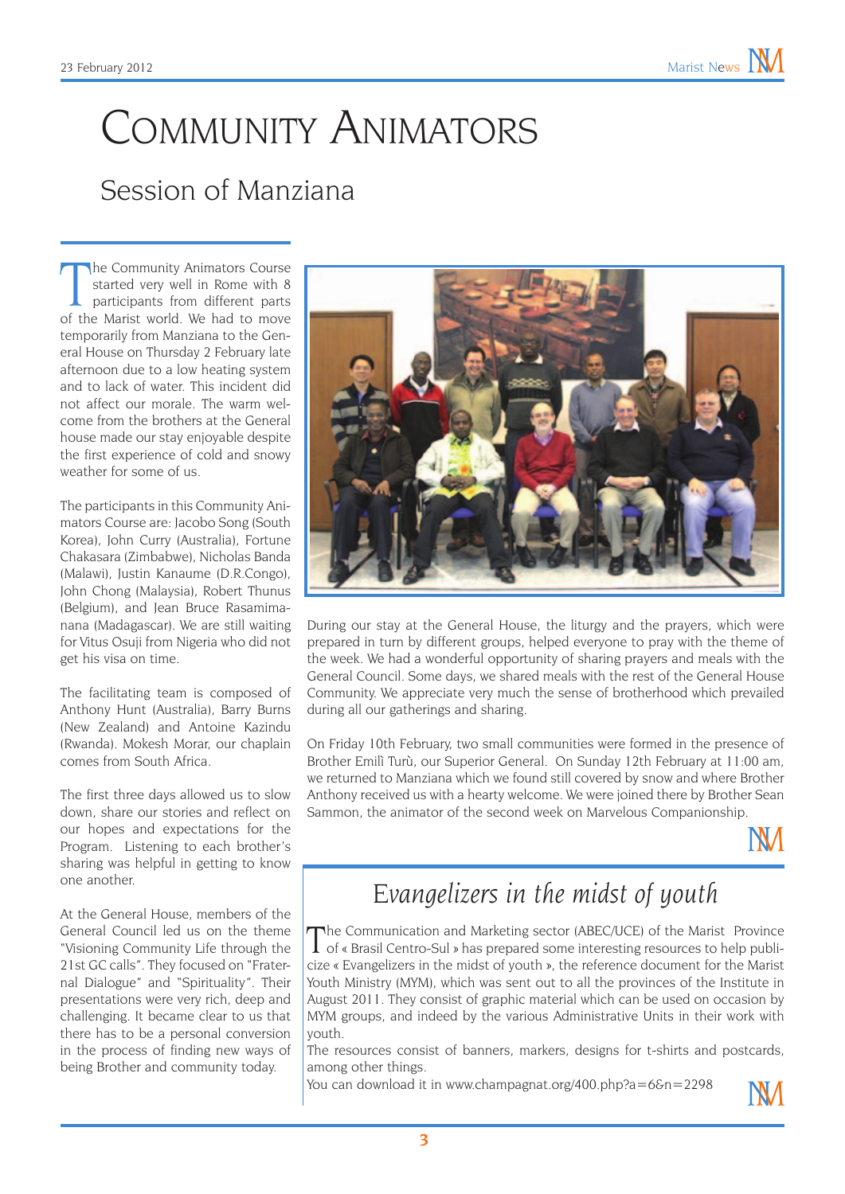#  Community Animators

## Session of Manziana

The Community Animators Course started very well in Rome with 8 participants from different parts of the Marist world. We had to move temporarily from Manziana to the General House on Thursday 2 February late afternoon due to a low heating system and to lack of water. This incident did not affect our morale. The warm welcome from the brothers at the General house made our stay enjoyable despite the first experience of cold and snowy weather for some of us.

The participants in this Community Animators Course are: Jacobo Song (South Korea), John Curry (Australia), Fortune Chakasara (Zimbabwe), Nicholas Banda (Malawi), Justin Kanaume (D.R.Congo), John Chong (Malaysia), Robert Thunus (Belgium), and Jean Bruce Rasamimanana (Madagascar). We are still waiting for Vitus Osuji from Nigeria who did not get his visa on time.

The facilitating team is composed of Anthony Hunt (Australia), Barry Burns (New Zealand) and Antoine Kazindu (Rwanda). Mokesh Morar, our chaplain comes from South Africa.

The first three days allowed us to slow down, share our stories and reflect on our hopes and expectations for the Program. Listening to each brother's sharing was helpful in getting to know one another.

At the General House, members of the General Council led us on the theme "Visioning Community Life through the 21st GC calls". They focused on "Fraternal Dialogue" and "Spirituality". Their presentations were very rich, deep and challenging. It became clear to us that there has to be a personal conversion in the process of finding new ways of being Brother and community today.

During our stay at the General House, the liturgy and the prayers, which were prepared in turn by different groups, helped everyone to pray with the theme of the week. We had a wonderful opportunity of sharing prayers and meals with the General Council. Some days, we shared meals with the rest of the General House Community. We appreciate very much the sense of brotherhood which prevailed during all our gatherings and sharing.

On Friday 10th February, two small communities were formed in the presence of Brother Emilì Turù, our Superior General. On Sunday 12th February at 11:00 am, we returned to Manziana which we found still covered by snow and where Brother Anthony received us with a hearty welcome. We were joined there by Brother Sean Sammon, the animator of the second week on Marvelous Companionship.

## *Evangelizers in the midst of youth*

The Communication and Marketing sector (ABEC/UCE) of the Marist Province of « Brasil Centro-Sul » has prepared some interesting resources to help publicize « Evangelizers in the midst of youth », the reference document for the Marist Youth Ministry (MYM), which was sent out to all the provinces of the Institute in August 2011. They consist of graphic material which can be used on occasion by MYM groups, and indeed by the various Administrative Units in their work with youth.

The resources consist of banners, markers, designs for t-shirts and postcards, among other things.

You can download it in www.champagnat.org/400.php?a=6&n=2298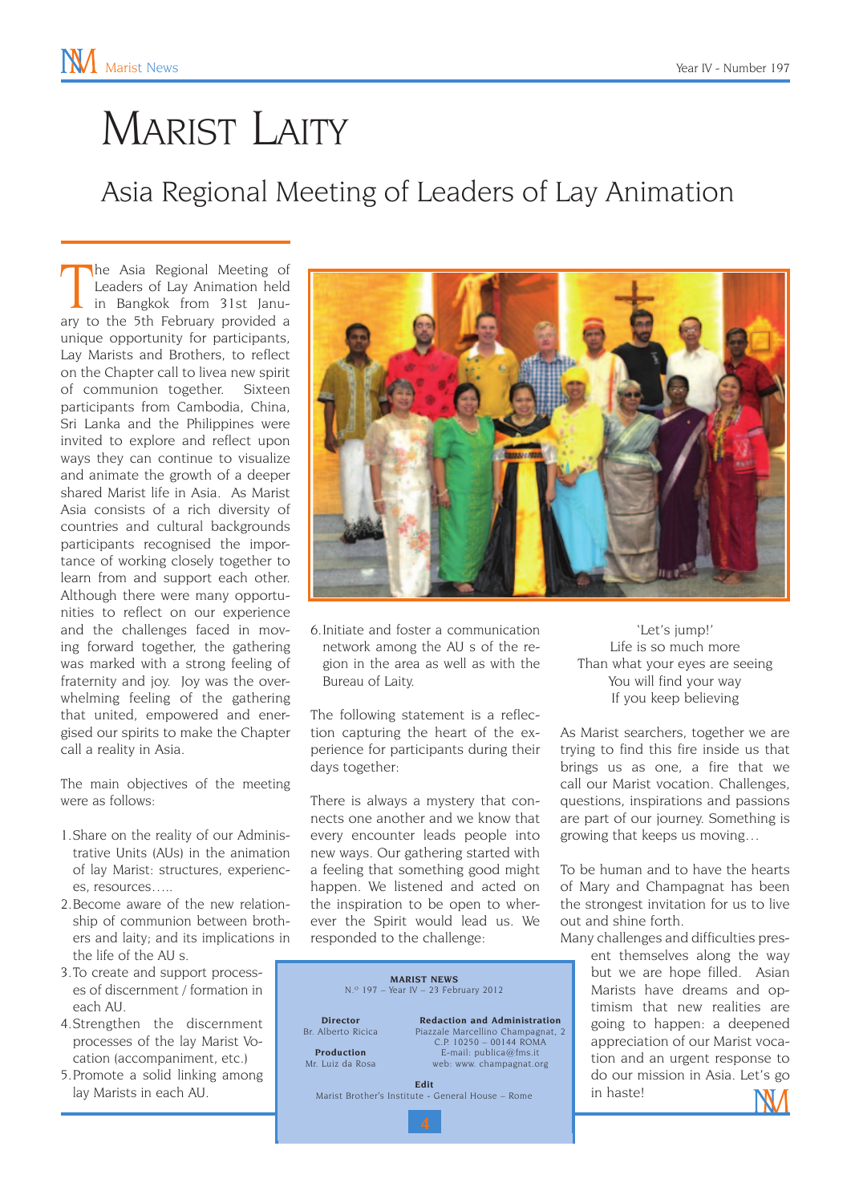# MARIST LAITY

## Asia Regional Meeting of Leaders of Lay Animation

The Asia Regional Meeting of Leaders of Lay Animation held in Bangkok from 31st January to the 5th February provided a unique opportunity for participants, Lay Marists and Brothers, to reflect on the Chapter call to livea new spirit of communion together. Sixteen participants from Cambodia, China, Sri Lanka and the Philippines were invited to explore and reflect upon ways they can continue to visualize and animate the growth of a deeper shared Marist life in Asia. As Marist Asia consists of a rich diversity of countries and cultural backgrounds participants recognised the importance of working closely together to learn from and support each other. Although there were many opportunities to reflect on our experience and the challenges faced in moving forward together, the gathering was marked with a strong feeling of fraternity and joy. Joy was the overwhelming feeling of the gathering that united, empowered and energised our spirits to make the Chapter call a reality in Asia.

The main objectives of the meeting were as follows:

1. Share on the reality of our Administrative Units (AUs) in the animation of lay Marist: structures, experiences, resources…..
2. Become aware of the new relationship of communion between brothers and laity; and its implications in the life of the AU s.
3. To create and support processes of discernment / formation in each AU.
4. Strengthen the discernment processes of the lay Marist Vocation (accompaniment, etc.)
5. Promote a solid linking among lay Marists in each AU.
6. Initiate and foster a communication network among the AU s of the region in the area as well as with the Bureau of Laity.

The following statement is a reflection capturing the heart of the experience for participants during their days together:

There is always a mystery that connects one another and we know that every encounter leads people into new ways. Our gathering started with a feeling that something good might happen. We listened and acted on the inspiration to be open to wherever the Spirit would lead us. We responded to the challenge:

'Let's jump!'  
Life is so much more  
Than what your eyes are seeing  
You will find your way  
If you keep believing

As Marist searchers, together we are trying to find this fire inside us that brings us as one, a fire that we call our Marist vocation. Challenges, questions, inspirations and passions are part of our journey. Something is growing that keeps us moving…

To be human and to have the hearts of Mary and Champagnat has been the strongest invitation for us to live out and shine forth.

Many challenges and difficulties present themselves along the way but we are hope filled. Asian Marists have dreams and optimism that new realities are going to happen: a deepened appreciation of our Marist vocation and an urgent response to do our mission in Asia. Let's go in haste!

---

**MARIST NEWS**  
N.º 197 – Year IV – 23 February 2012

**Director**  
Br. Alberto Ricica

**Production**  
Mr. Luiz da Rosa

**Redaction and Administration**  
Piazzale Marcellino Champagnat, 2  
C.P. 10250 – 00144 ROMA  
E-mail: publica@fms.it  
web: www. champagnat.org

**Edit**  
Marist Brother's Institute - General House – Rome